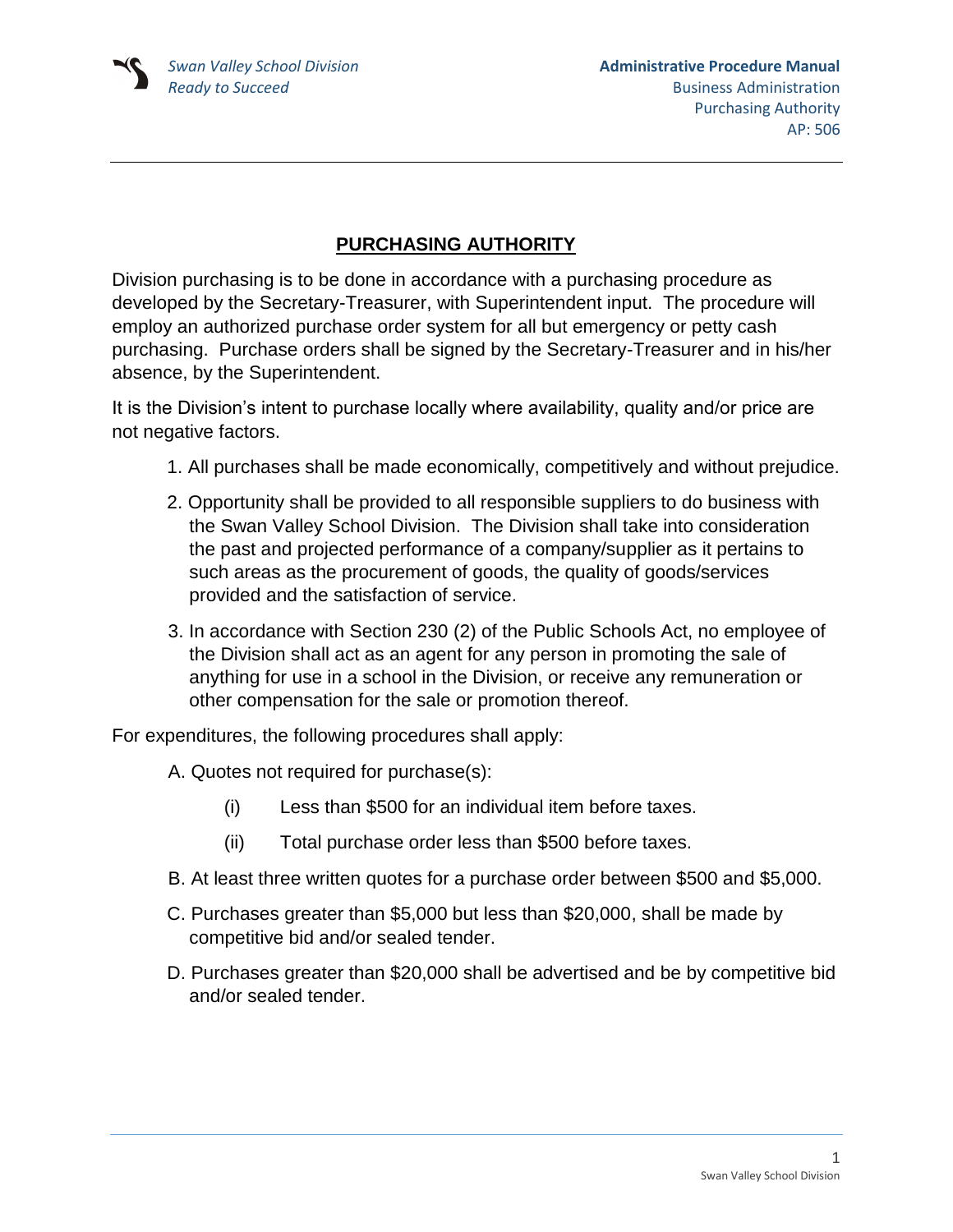# PURCHASING AUTHORITY

Division purchasing is to be done in accordance with a purchasing procedure as developed by the Secretary-Treasurer, with Superintendent input. The procedure will employ an authorized purchase order system for all but emergency or petty cash purchasing. Purchase orders shall be signed by the Secretary-Treasurer and in his/her absence, by the Superintendent.

It is the Division's intent to purchase locally where availability, quality and/or price are not negative factors.

1. All purchases shall be made economically, competitively and without prejudice.
2. Opportunity shall be provided to all responsible suppliers to do business with the Swan Valley School Division. The Division shall take into consideration the past and projected performance of a company/supplier as it pertains to such areas as the procurement of goods, the quality of goods/services provided and the satisfaction of service.
3. In accordance with Section 230 (2) of the Public Schools Act, no employee of the Division shall act as an agent for any person in promoting the sale of anything for use in a school in the Division, or receive any remuneration or other compensation for the sale or promotion thereof.

For expenditures, the following procedures shall apply:

A. Quotes not required for purchase(s):

   (i) Less than $500 for an individual item before taxes.

   (ii) Total purchase order less than $500 before taxes.

B. At least three written quotes for a purchase order between $500 and $5,000.

C. Purchases greater than $5,000 but less than $20,000, shall be made by competitive bid and/or sealed tender.

D. Purchases greater than $20,000 shall be advertised and be by competitive bid and/or sealed tender.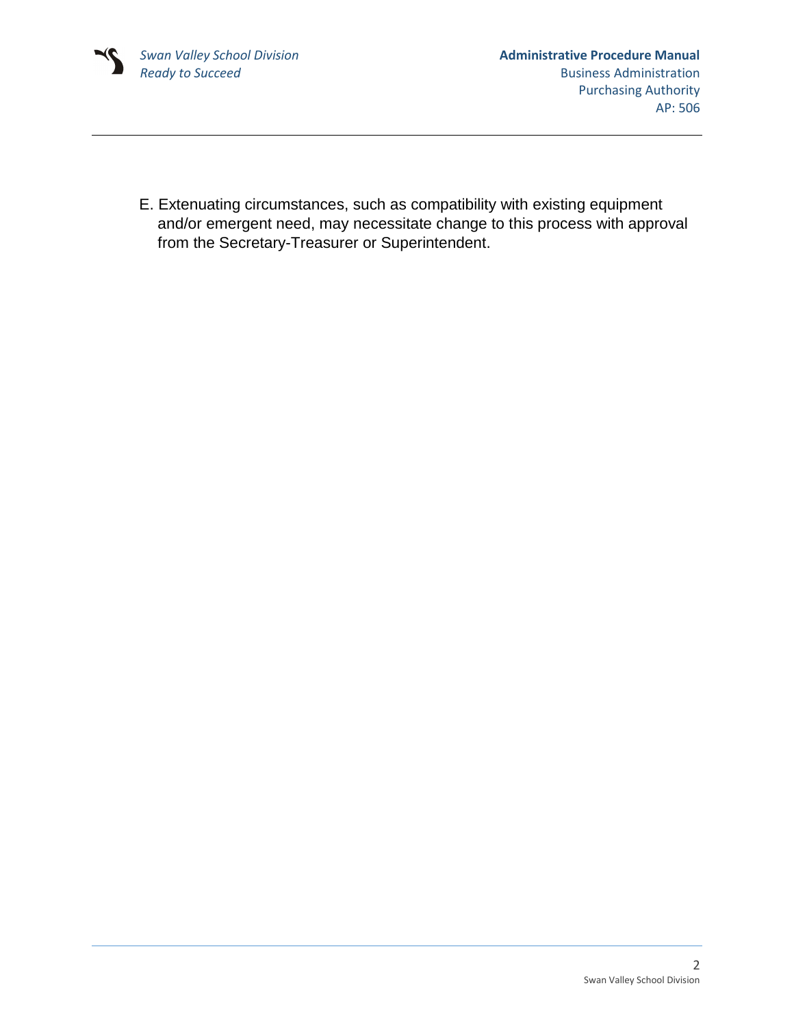E. Extenuating circumstances, such as compatibility with existing equipment and/or emergent need, may necessitate change to this process with approval from the Secretary-Treasurer or Superintendent.